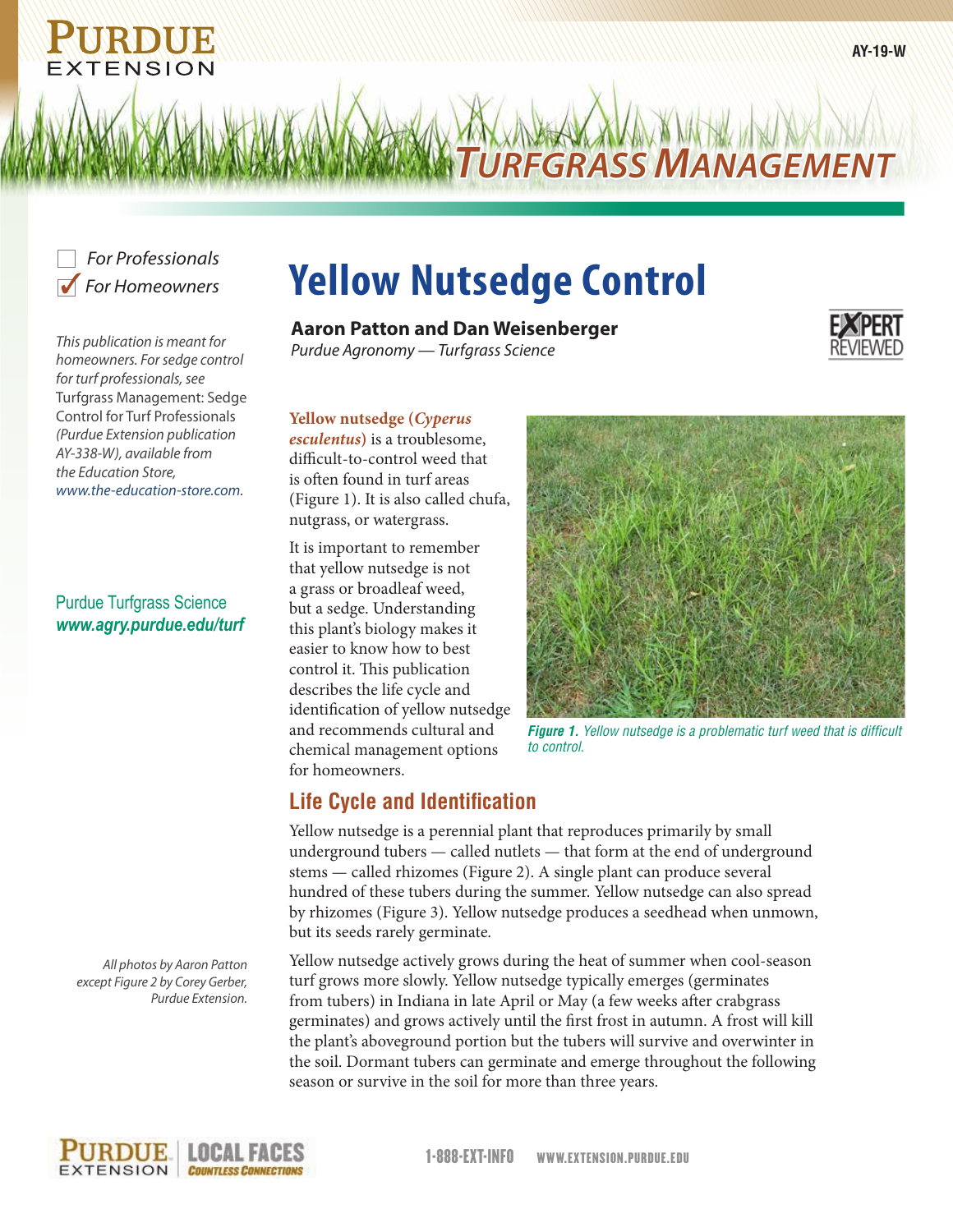Purdue Extension

AY-19-W

# Turfgrass Management

- [ ] For Professionals
- [x] For Homeowners

*This publication is meant for homeowners. For sedge control for turf professionals, see* Turfgrass Management: Sedge Control for Turf Professionals *(Purdue Extension publication AY-338-W), available from the Education Store, www.the-education-store.com.*

Purdue Turfgrass Science
***www.agry.purdue.edu/turf***

# Yellow Nutsedge Control

**Aaron Patton and Dan Weisenberger**
*Purdue Agronomy — Turfgrass Science*

**Yellow nutsedge (*Cyperus esculentus*)** is a troublesome, difficult-to-control weed that is often found in turf areas (Figure 1). It is also called chufa, nutgrass, or watergrass.

It is important to remember that yellow nutsedge is not a grass or broadleaf weed, but a sedge. Understanding this plant's biology makes it easier to know how to best control it. This publication describes the life cycle and identification of yellow nutsedge and recommends cultural and chemical management options for homeowners.

***Figure 1.*** *Yellow nutsedge is a problematic turf weed that is difficult to control.*

## Life Cycle and Identification

Yellow nutsedge is a perennial plant that reproduces primarily by small underground tubers — called nutlets — that form at the end of underground stems — called rhizomes (Figure 2). A single plant can produce several hundred of these tubers during the summer. Yellow nutsedge can also spread by rhizomes (Figure 3). Yellow nutsedge produces a seedhead when unmown, but its seeds rarely germinate.

Yellow nutsedge actively grows during the heat of summer when cool-season turf grows more slowly. Yellow nutsedge typically emerges (germinates from tubers) in Indiana in late April or May (a few weeks after crabgrass germinates) and grows actively until the first frost in autumn. A frost will kill the plant's aboveground portion but the tubers will survive and overwinter in the soil. Dormant tubers can germinate and emerge throughout the following season or survive in the soil for more than three years.

*All photos by Aaron Patton except Figure 2 by Corey Gerber, Purdue Extension.*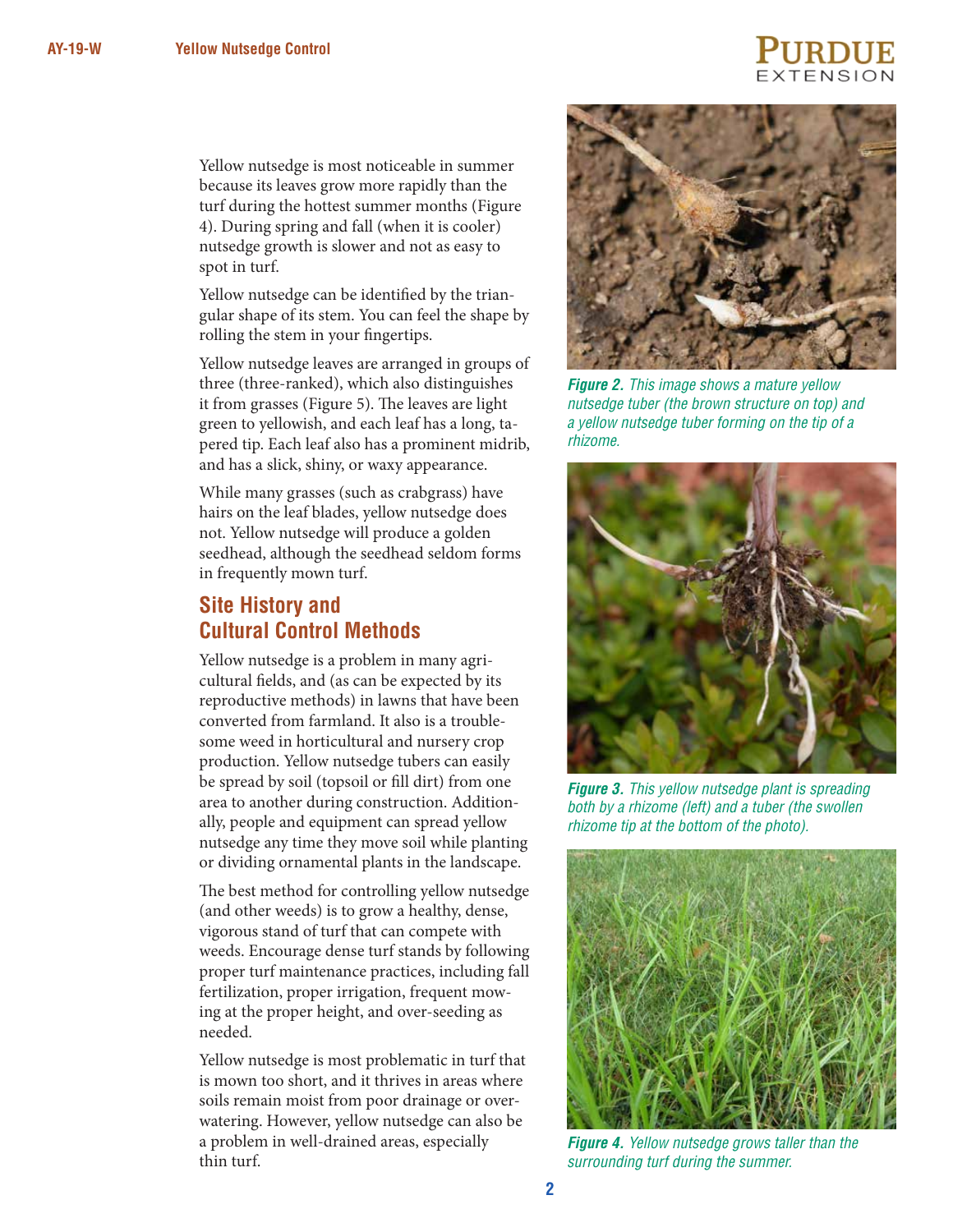Yellow nutsedge is most noticeable in summer because its leaves grow more rapidly than the turf during the hottest summer months (Figure 4). During spring and fall (when it is cooler) nutsedge growth is slower and not as easy to spot in turf.

Yellow nutsedge can be identified by the triangular shape of its stem. You can feel the shape by rolling the stem in your fingertips.

Yellow nutsedge leaves are arranged in groups of three (three-ranked), which also distinguishes it from grasses (Figure 5). The leaves are light green to yellowish, and each leaf has a long, tapered tip. Each leaf also has a prominent midrib, and has a slick, shiny, or waxy appearance.

While many grasses (such as crabgrass) have hairs on the leaf blades, yellow nutsedge does not. Yellow nutsedge will produce a golden seedhead, although the seedhead seldom forms in frequently mown turf.

## Site History and Cultural Control Methods

Yellow nutsedge is a problem in many agricultural fields, and (as can be expected by its reproductive methods) in lawns that have been converted from farmland. It also is a troublesome weed in horticultural and nursery crop production. Yellow nutsedge tubers can easily be spread by soil (topsoil or fill dirt) from one area to another during construction. Additionally, people and equipment can spread yellow nutsedge any time they move soil while planting or dividing ornamental plants in the landscape.

The best method for controlling yellow nutsedge (and other weeds) is to grow a healthy, dense, vigorous stand of turf that can compete with weeds. Encourage dense turf stands by following proper turf maintenance practices, including fall fertilization, proper irrigation, frequent mowing at the proper height, and over-seeding as needed.

Yellow nutsedge is most problematic in turf that is mown too short, and it thrives in areas where soils remain moist from poor drainage or overwatering. However, yellow nutsedge can also be a problem in well-drained areas, especially thin turf.

***Figure 2.*** *This image shows a mature yellow nutsedge tuber (the brown structure on top) and a yellow nutsedge tuber forming on the tip of a rhizome.*

***Figure 3.*** *This yellow nutsedge plant is spreading both by a rhizome (left) and a tuber (the swollen rhizome tip at the bottom of the photo).*

***Figure 4.*** *Yellow nutsedge grows taller than the surrounding turf during the summer.*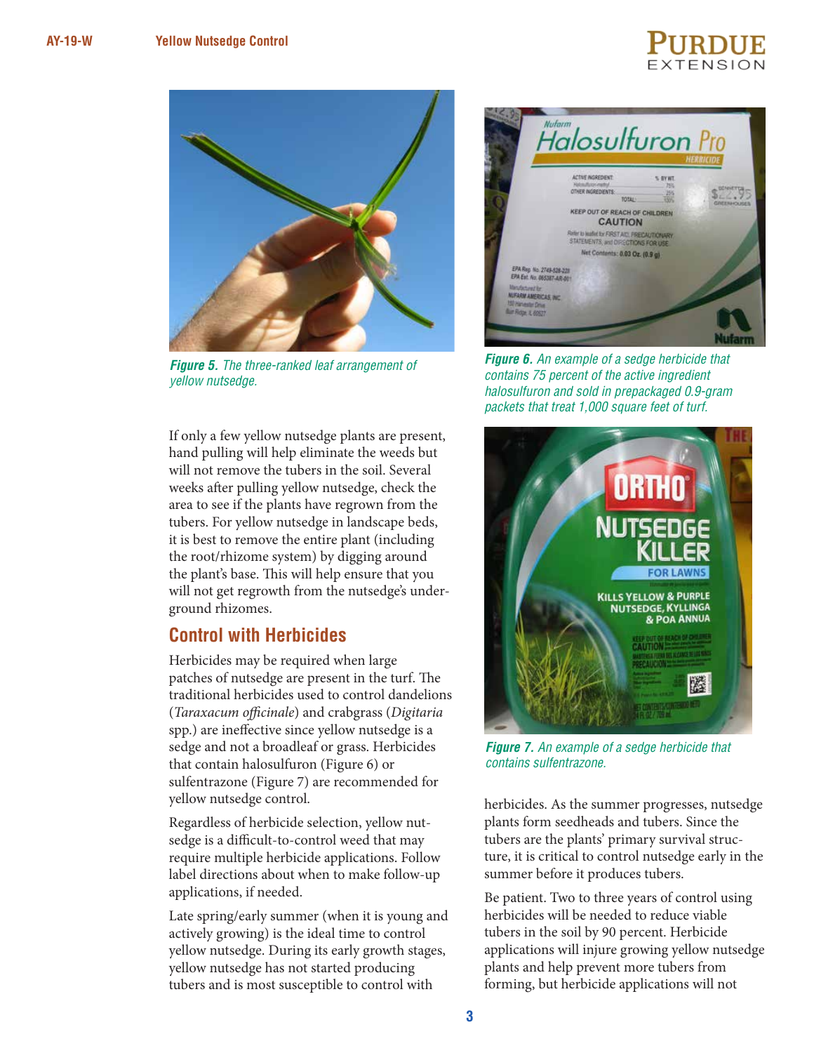*Figure 5. The three-ranked leaf arrangement of yellow nutsedge.*

If only a few yellow nutsedge plants are present, hand pulling will help eliminate the weeds but will not remove the tubers in the soil. Several weeks after pulling yellow nutsedge, check the area to see if the plants have regrown from the tubers. For yellow nutsedge in landscape beds, it is best to remove the entire plant (including the root/rhizome system) by digging around the plant's base. This will help ensure that you will not get regrowth from the nutsedge's underground rhizomes.

## Control with Herbicides

Herbicides may be required when large patches of nutsedge are present in the turf. The traditional herbicides used to control dandelions (*Taraxacum officinale*) and crabgrass (*Digitaria* spp.) are ineffective since yellow nutsedge is a sedge and not a broadleaf or grass. Herbicides that contain halosulfuron (Figure 6) or sulfentrazone (Figure 7) are recommended for yellow nutsedge control.

Regardless of herbicide selection, yellow nutsedge is a difficult-to-control weed that may require multiple herbicide applications. Follow label directions about when to make follow-up applications, if needed.

Late spring/early summer (when it is young and actively growing) is the ideal time to control yellow nutsedge. During its early growth stages, yellow nutsedge has not started producing tubers and is most susceptible to control with herbicides. As the summer progresses, nutsedge plants form seedheads and tubers. Since the tubers are the plants' primary survival structure, it is critical to control nutsedge early in the summer before it produces tubers.

*Figure 6. An example of a sedge herbicide that contains 75 percent of the active ingredient halosulfuron and sold in prepackaged 0.9-gram packets that treat 1,000 square feet of turf.*

*Figure 7. An example of a sedge herbicide that contains sulfentrazone.*

Be patient. Two to three years of control using herbicides will be needed to reduce viable tubers in the soil by 90 percent. Herbicide applications will injure growing yellow nutsedge plants and help prevent more tubers from forming, but herbicide applications will not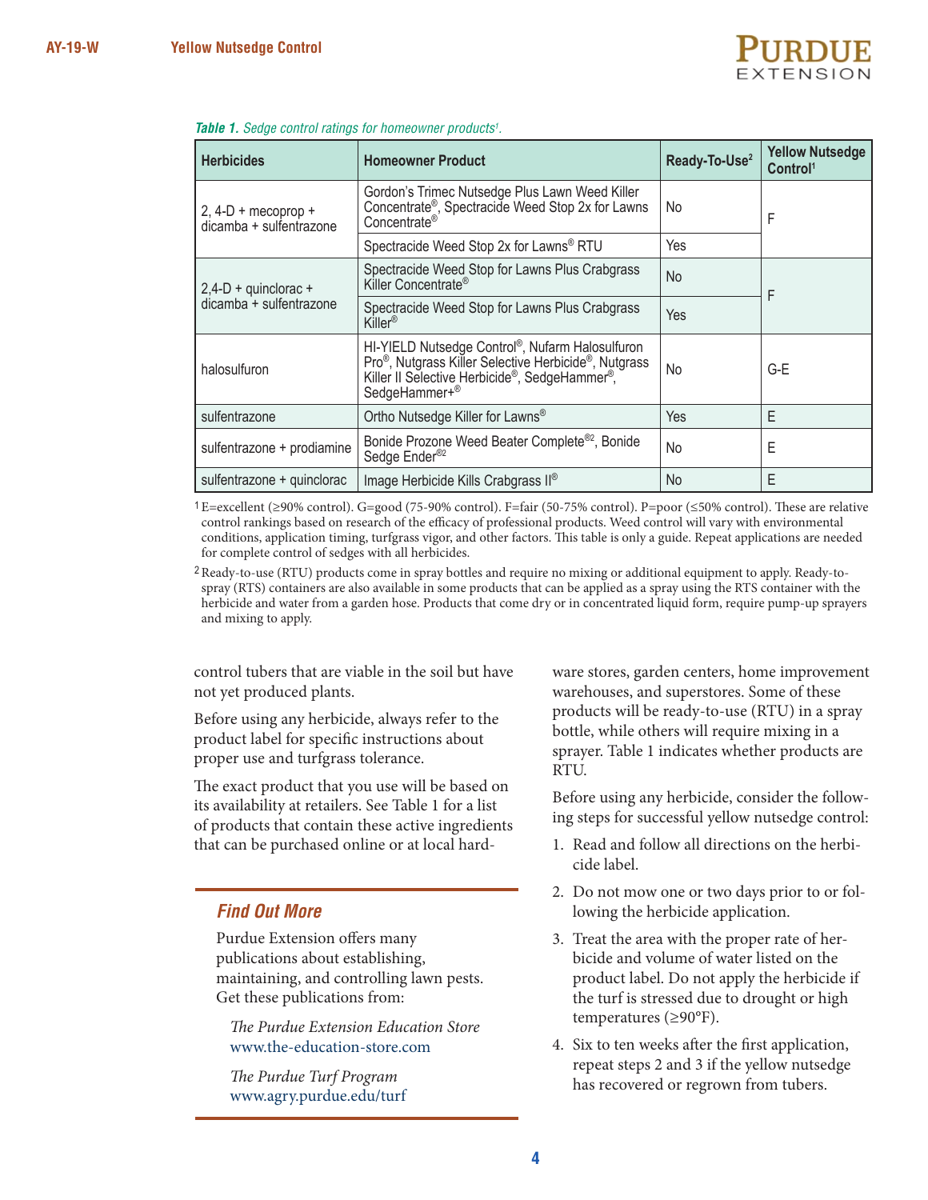*Table 1. Sedge control ratings for homeowner products[1].*

| Herbicides | Homeowner Product | Ready-To-Use[2] | Yellow Nutsedge Control[1] |
|---|---|---|---|
| 2, 4-D + mecoprop + dicamba + sulfentrazone | Gordon's Trimec Nutsedge Plus Lawn Weed Killer Concentrate®, Spectracide Weed Stop 2x for Lawns Concentrate® | No | F |
| | Spectracide Weed Stop 2x for Lawns® RTU | Yes | |
| 2,4-D + quinclorac + dicamba + sulfentrazone | Spectracide Weed Stop for Lawns Plus Crabgrass Killer Concentrate® | No | F |
| | Spectracide Weed Stop for Lawns Plus Crabgrass Killer® | Yes | |
| halosulfuron | HI-YIELD Nutsedge Control®, Nufarm Halosulfuron Pro®, Nutgrass Killer Selective Herbicide®, Nutgrass Killer II Selective Herbicide®, SedgeHammer®, SedgeHammer+® | No | G-E |
| sulfentrazone | Ortho Nutsedge Killer for Lawns® | Yes | E |
| sulfentrazone + prodiamine | Bonide Prozone Weed Beater Complete®[2], Bonide Sedge Ender®[2] | No | E |
| sulfentrazone + quinclorac | Image Herbicide Kills Crabgrass II® | No | E |

[1] E=excellent (≥90% control). G=good (75-90% control). F=fair (50-75% control). P=poor (≤50% control). These are relative control rankings based on research of the efficacy of professional products. Weed control will vary with environmental conditions, application timing, turfgrass vigor, and other factors. This table is only a guide. Repeat applications are needed for complete control of sedges with all herbicides.

[2] Ready-to-use (RTU) products come in spray bottles and require no mixing or additional equipment to apply. Ready-to-spray (RTS) containers are also available in some products that can be applied as a spray using the RTS container with the herbicide and water from a garden hose. Products that come dry or in concentrated liquid form, require pump-up sprayers and mixing to apply.

control tubers that are viable in the soil but have not yet produced plants.

Before using any herbicide, always refer to the product label for specific instructions about proper use and turfgrass tolerance.

The exact product that you use will be based on its availability at retailers. See Table 1 for a list of products that contain these active ingredients that can be purchased online or at local hardware stores, garden centers, home improvement warehouses, and superstores. Some of these products will be ready-to-use (RTU) in a spray bottle, while others will require mixing in a sprayer. Table 1 indicates whether products are RTU.

Before using any herbicide, consider the following steps for successful yellow nutsedge control:

1. Read and follow all directions on the herbicide label.
2. Do not mow one or two days prior to or following the herbicide application.
3. Treat the area with the proper rate of herbicide and volume of water listed on the product label. Do not apply the herbicide if the turf is stressed due to drought or high temperatures (≥90°F).
4. Six to ten weeks after the first application, repeat steps 2 and 3 if the yellow nutsedge has recovered or regrown from tubers.

## Find Out More

Purdue Extension offers many publications about establishing, maintaining, and controlling lawn pests. Get these publications from:

*The Purdue Extension Education Store*
www.the-education-store.com

*The Purdue Turf Program*
www.agry.purdue.edu/turf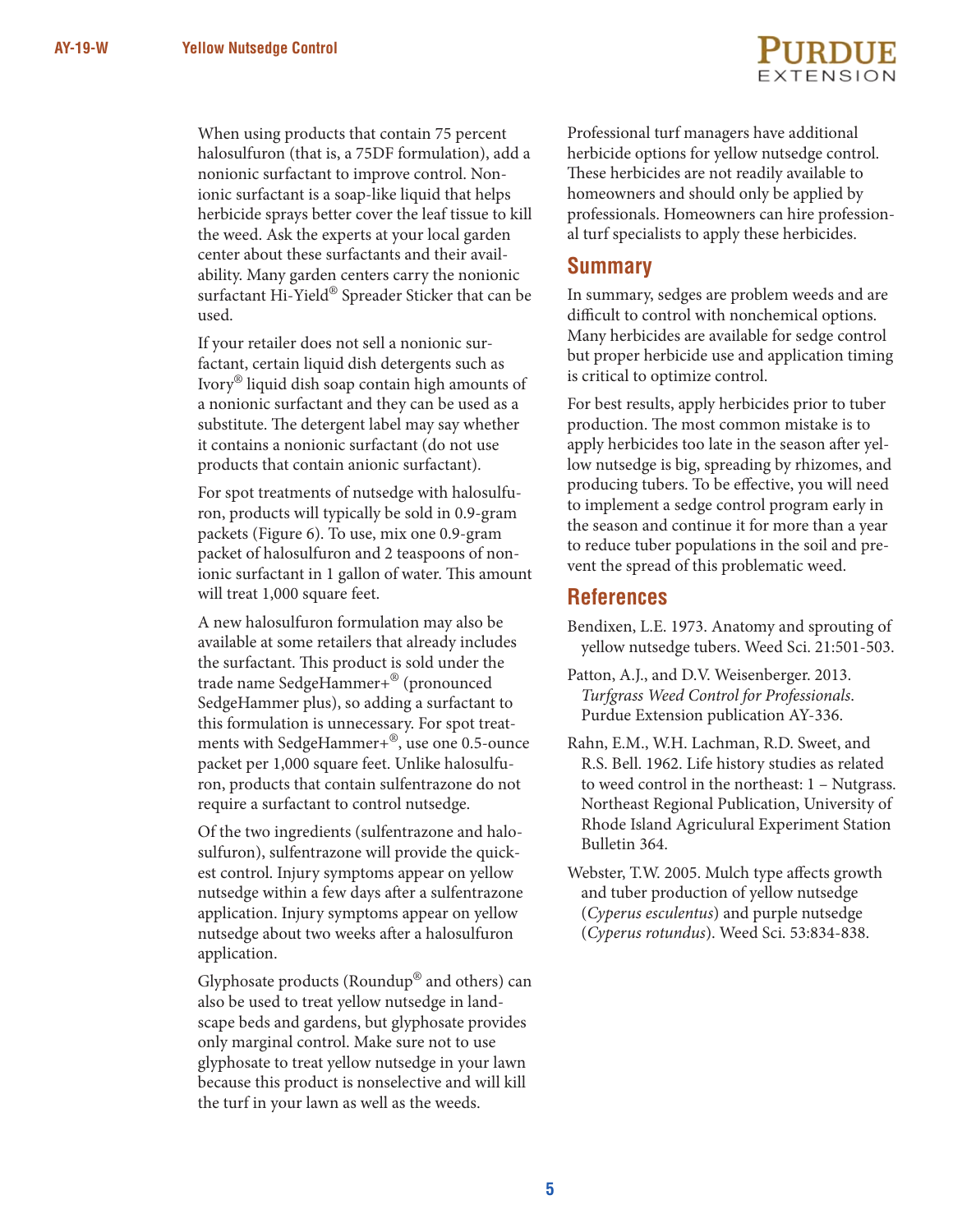When using products that contain 75 percent halosulfuron (that is, a 75DF formulation), add a nonionic surfactant to improve control. Nonionic surfactant is a soap-like liquid that helps herbicide sprays better cover the leaf tissue to kill the weed. Ask the experts at your local garden center about these surfactants and their availability. Many garden centers carry the nonionic surfactant Hi-Yield® Spreader Sticker that can be used.

If your retailer does not sell a nonionic surfactant, certain liquid dish detergents such as Ivory® liquid dish soap contain high amounts of a nonionic surfactant and they can be used as a substitute. The detergent label may say whether it contains a nonionic surfactant (do not use products that contain anionic surfactant).

For spot treatments of nutsedge with halosulfuron, products will typically be sold in 0.9-gram packets (Figure 6). To use, mix one 0.9-gram packet of halosulfuron and 2 teaspoons of nonionic surfactant in 1 gallon of water. This amount will treat 1,000 square feet.

A new halosulfuron formulation may also be available at some retailers that already includes the surfactant. This product is sold under the trade name SedgeHammer+® (pronounced SedgeHammer plus), so adding a surfactant to this formulation is unnecessary. For spot treatments with SedgeHammer+®, use one 0.5-ounce packet per 1,000 square feet. Unlike halosulfuron, products that contain sulfentrazone do not require a surfactant to control nutsedge.

Of the two ingredients (sulfentrazone and halosulfuron), sulfentrazone will provide the quickest control. Injury symptoms appear on yellow nutsedge within a few days after a sulfentrazone application. Injury symptoms appear on yellow nutsedge about two weeks after a halosulfuron application.

Glyphosate products (Roundup® and others) can also be used to treat yellow nutsedge in landscape beds and gardens, but glyphosate provides only marginal control. Make sure not to use glyphosate to treat yellow nutsedge in your lawn because this product is nonselective and will kill the turf in your lawn as well as the weeds.

Professional turf managers have additional herbicide options for yellow nutsedge control. These herbicides are not readily available to homeowners and should only be applied by professionals. Homeowners can hire professional turf specialists to apply these herbicides.

## Summary

In summary, sedges are problem weeds and are difficult to control with nonchemical options. Many herbicides are available for sedge control but proper herbicide use and application timing is critical to optimize control.

For best results, apply herbicides prior to tuber production. The most common mistake is to apply herbicides too late in the season after yellow nutsedge is big, spreading by rhizomes, and producing tubers. To be effective, you will need to implement a sedge control program early in the season and continue it for more than a year to reduce tuber populations in the soil and prevent the spread of this problematic weed.

## References

Bendixen, L.E. 1973. Anatomy and sprouting of yellow nutsedge tubers. Weed Sci. 21:501-503.

Patton, A.J., and D.V. Weisenberger. 2013. *Turfgrass Weed Control for Professionals*. Purdue Extension publication AY-336.

Rahn, E.M., W.H. Lachman, R.D. Sweet, and R.S. Bell. 1962. Life history studies as related to weed control in the northeast: 1 – Nutgrass. Northeast Regional Publication, University of Rhode Island Agricultural Experiment Station Bulletin 364.

Webster, T.W. 2005. Mulch type affects growth and tuber production of yellow nutsedge (*Cyperus esculentus*) and purple nutsedge (*Cyperus rotundus*). Weed Sci. 53:834-838.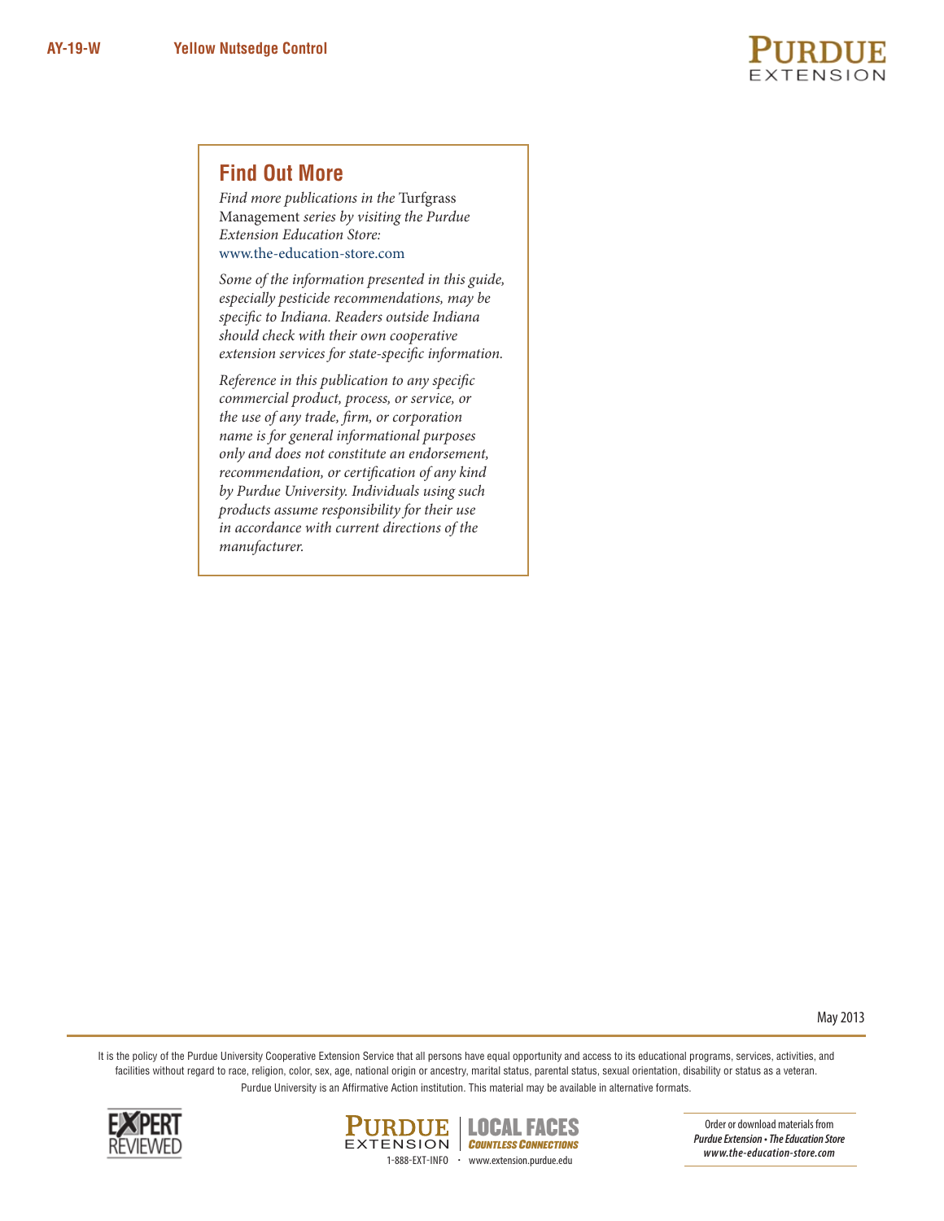## Find Out More

*Find more publications in the* Turfgrass Management *series by visiting the Purdue Extension Education Store:* www.the-education-store.com

*Some of the information presented in this guide, especially pesticide recommendations, may be specific to Indiana. Readers outside Indiana should check with their own cooperative extension services for state-specific information.*

*Reference in this publication to any specific commercial product, process, or service, or the use of any trade, firm, or corporation name is for general informational purposes only and does not constitute an endorsement, recommendation, or certification of any kind by Purdue University. Individuals using such products assume responsibility for their use in accordance with current directions of the manufacturer.*

May 2013

It is the policy of the Purdue University Cooperative Extension Service that all persons have equal opportunity and access to its educational programs, services, activities, and facilities without regard to race, religion, color, sex, age, national origin or ancestry, marital status, parental status, sexual orientation, disability or status as a veteran. Purdue University is an Affirmative Action institution. This material may be available in alternative formats.

EXPERT REVIEWED

PURDUE EXTENSION | LOCAL FACES *COUNTLESS CONNECTIONS*

1-888-EXT-INFO • www.extension.purdue.edu

Order or download materials from
***Purdue Extension • The Education Store***
***www.the-education-store.com***